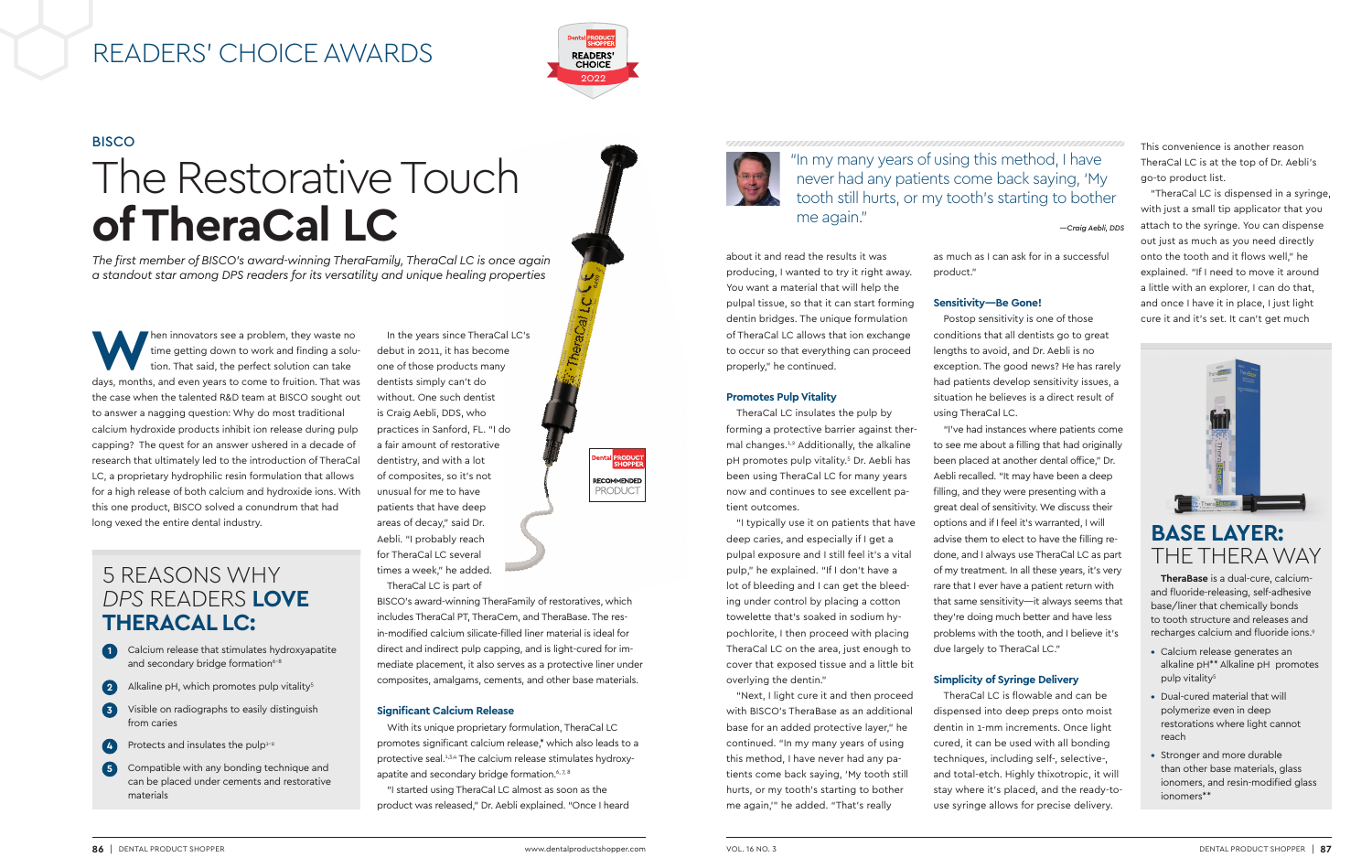# READERS' CHOICE AWARDS

BISCO

# The Restorative Touch **of TheraCal LC**

*The first member of BISCO's award-winning TheraFamily, TheraCal LC is once again a standout star among DPS readers for its versatility and unique healing properties*

When innovators see a problem, they waste no time getting down to work and finding a solution. That said, the perfect solution can take days, months, and even years to come to fruition. That was the case when the talented R&D team at BISCO sought out to answer a nagging question: Why do most traditional calcium hydroxide products inhibit ion release during pulp capping? The quest for an answer ushered in a decade of research that ultimately led to the introduction of TheraCal LC, a proprietary hydrophilic resin formulation that allows for a high release of both calcium and hydroxide ions. With this one product, BISCO solved a conundrum that had long vexed the entire dental industry.

## 5 REASONS WHY *DPS* READERS **LOVE THERACAL LC:**

1. Calcium release that stimulates hydroxyapatite and secondary bridge formation[6-8]
2. Alkaline pH, which promotes pulp vitality[5]
3. Visible on radiographs to easily distinguish from caries
4. Protects and insulates the pulp[1-2]
5. Compatible with any bonding technique and can be placed under cements and restorative materials

In the years since TheraCal LC's debut in 2011, it has become one of those products many dentists simply can't do without. One such dentist is Craig Aebli, DDS, who practices in Sanford, FL. "I do a fair amount of restorative dentistry, and with a lot of composites, so it's not unusual for me to have patients that have deep areas of decay," said Dr. Aebli. "I probably reach for TheraCal LC several times a week," he added.

TheraCal LC is part of BISCO's award-winning TheraFamily of restoratives, which includes TheraCal PT, TheraCem, and TheraBase. The resin-modified calcium silicate-filled liner material is ideal for direct and indirect pulp capping, and is light-cured for immediate placement, it also serves as a protective liner under composites, amalgams, cements, and other base materials.

### Significant Calcium Release

With its unique proprietary formulation, TheraCal LC promotes significant calcium release,* which also leads to a protective seal.[1,3,4] The calcium release stimulates hydroxyapatite and secondary bridge formation.[6,7,8]

"I started using TheraCal LC almost as soon as the product was released," Dr. Aebli explained. "Once I heard about it and read the results it was producing, I wanted to try it right away. You want a material that will help the pulpal tissue, so that it can start forming dentin bridges. The unique formulation of TheraCal LC allows that ion exchange to occur so that everything can proceed properly," he continued.

### Promotes Pulp Vitality

TheraCal LC insulates the pulp by forming a protective barrier against thermal changes.[1,2] Additionally, the alkaline pH promotes pulp vitality.[5] Dr. Aebli has been using TheraCal LC for many years now and continues to see excellent patient outcomes.

"I typically use it on patients that have deep caries, and especially if I get a pulpal exposure and I still feel it's a vital pulp," he explained. "If I don't have a lot of bleeding and I can get the bleeding under control by placing a cotton towelette that's soaked in sodium hypochlorite, I then proceed with placing TheraCal LC on the area, just enough to cover that exposed tissue and a little bit overlying the dentin."

"Next, I light cure it and then proceed with BISCO's TheraBase as an additional base for an added protective layer," he continued. "In my many years of using this method, I have never had any patients come back saying, 'My tooth still hurts, or my tooth's starting to bother me again,'" he added. "That's really as much as I can ask for in a successful product."

> "In my many years of using this method, I have never had any patients come back saying, 'My tooth still hurts, or my tooth's starting to bother me again."
>
> —Craig Aebli, DDS

### Sensitivity—Be Gone!

Postop sensitivity is one of those conditions that all dentists go to great lengths to avoid, and Dr. Aebli is no exception. The good news? He has rarely had patients develop sensitivity issues, a situation he believes is a direct result of using TheraCal LC.

"I've had instances where patients come to see me about a filling that had originally been placed at another dental office," Dr. Aebli recalled. "It may have been a deep filling, and they were presenting with a great deal of sensitivity. We discuss their options and if I feel it's warranted, I will advise them to elect to have the filling redone, and I always use TheraCal LC as part of my treatment. In all these years, it's very rare that I ever have a patient return with that same sensitivity—it always seems that they're doing much better and have less problems with the tooth, and I believe it's due largely to TheraCal LC."

### Simplicity of Syringe Delivery

TheraCal LC is flowable and can be dispensed into deep preps onto moist dentin in 1-mm increments. Once light cured, it can be used with all bonding techniques, including self-, selective-, and total-etch. Highly thixotropic, it will stay where it's placed, and the ready-to-use syringe allows for precise delivery.

This convenience is another reason TheraCal LC is at the top of Dr. Aebli's go-to product list.

"TheraCal LC is dispensed in a syringe, with just a small tip applicator that you attach to the syringe. You can dispense out just as much as you need directly onto the tooth and it flows well," he explained. "If I need to move it around a little with an explorer, I can do that, and once I have it in place, I just light cure it and it's set. It can't get much

## BASE LAYER: THE THERA WAY

**TheraBase** is a dual-cure, calcium- and fluoride-releasing, self-adhesive base/liner that chemically bonds to tooth structure and releases and recharges calcium and fluoride ions.[9]

- Calcium release generates an alkaline pH** Alkaline pH promotes pulp vitality[5]
- Dual-cured material that will polymerize even in deep restorations where light cannot reach
- Stronger and more durable than other base materials, glass ionomers, and resin-modified glass ionomers**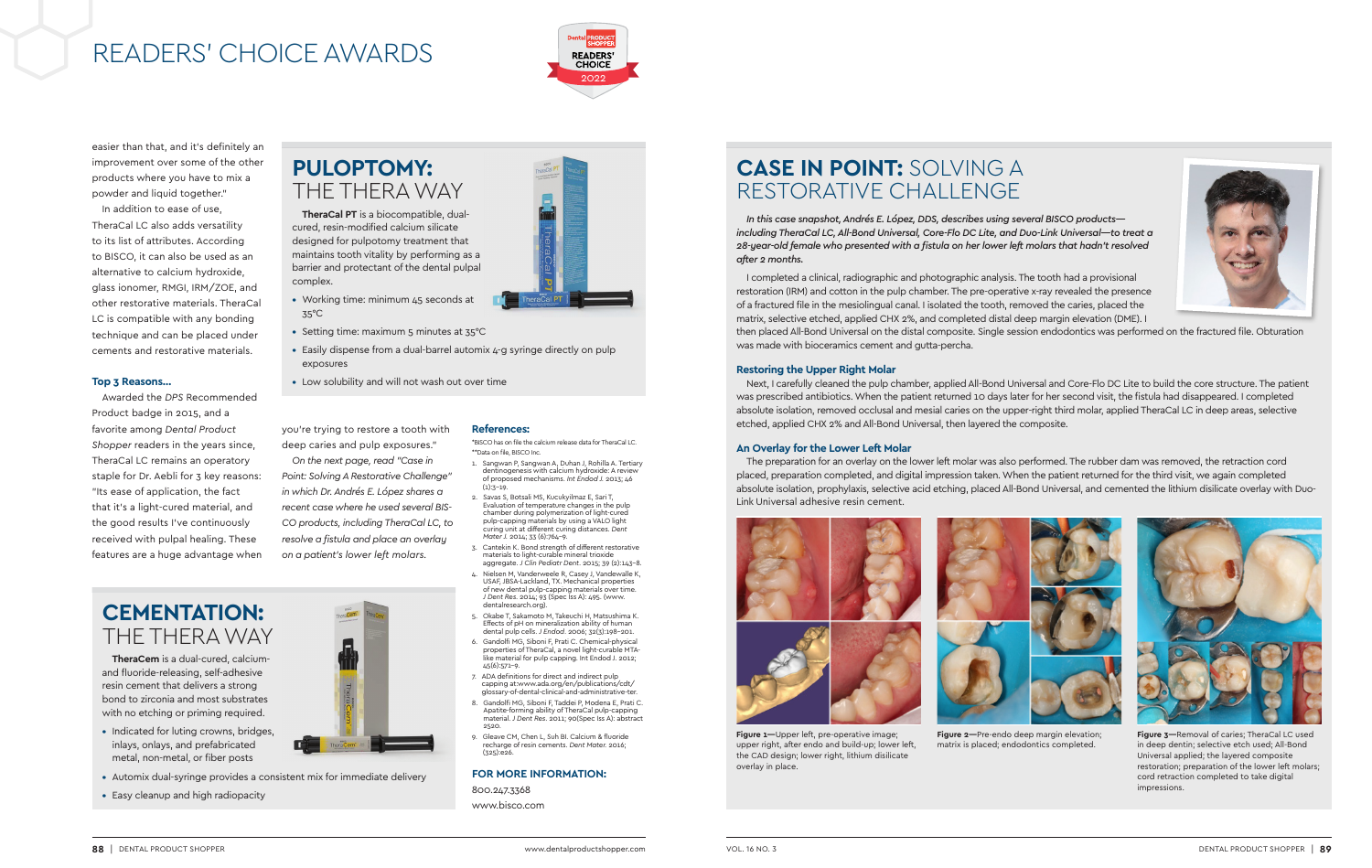# READERS' CHOICE AWARDS

easier than that, and it's definitely an improvement over some of the other products where you have to mix a powder and liquid together."

In addition to ease of use, TheraCal LC also adds versatility to its list of attributes. According to BISCO, it can also be used as an alternative to calcium hydroxide, glass ionomer, RMGI, IRM/ZOE, and other restorative materials. TheraCal LC is compatible with any bonding technique and can be placed under cements and restorative materials.

### Top 3 Reasons...

Awarded the *DPS* Recommended Product badge in 2015, and a favorite among *Dental Product Shopper* readers in the years since, TheraCal LC remains an operatory staple for Dr. Aebli for 3 key reasons: "Its ease of application, the fact that it's a light-cured material, and the good results I've continuously received with pulpal healing. These features are a huge advantage when you're trying to restore a tooth with deep caries and pulp exposures."

*On the next page, read "Case in Point: Solving A Restorative Challenge" in which Dr. Andrés E. López shares a recent case where he used several BISCO products, including TheraCal LC, to resolve a fistula and place an overlay on a patient's lower left molars.*

## PULOPTOMY: THE THERA WAY

**TheraCal PT** is a biocompatible, dual-cured, resin-modified calcium silicate designed for pulpotomy treatment that maintains tooth vitality by performing as a barrier and protectant of the dental pulpal complex.

- Working time: minimum 45 seconds at 35°C
- Setting time: maximum 5 minutes at 35°C
- Easily dispense from a dual-barrel automix 4-g syringe directly on pulp exposures
- Low solubility and will not wash out over time

## CEMENTATION: THE THERA WAY

**TheraCem** is a dual-cured, calcium- and fluoride-releasing, self-adhesive resin cement that delivers a strong bond to zirconia and most substrates with no etching or priming required.

- Indicated for luting crowns, bridges, inlays, onlays, and prefabricated metal, non-metal, or fiber posts
- Automix dual-syringe provides a consistent mix for immediate delivery
- Easy cleanup and high radiopacity

### References:

*BISCO has on file the calcium release data for TheraCal LC.
**Data on file, BISCO Inc.

1. Sangwan P, Sangwan A, Duhan J, Rohilla A. Tertiary dentinogenesis with calcium hydroxide: A review of proposed mechanisms. *Int Endod J*. 2013; 46 (1):3–19.
2. Savas S, Botsali MS, Kucukyilmaz E, Sari T, Evaluation of temperature changes in the pulp chamber during polymerization of light-cured pulp-capping materials by using a VALO light curing unit at different curing distances. *Dent Mater J*. 2014; 33 (6):764–9.
3. Cantekin K. Bond strength of different restorative materials to light-curable mineral trioxide aggregate. *J Clin Pediatr Dent*. 2015; 39 (2):143–8.
4. Nielsen M, Vanderweele R, Casey J, Vandewalle K, USAF, JBSA-Lackland, TX. Mechanical properties of new dental pulp-capping materials over time. *J Dent Res*. 2014; 93 (Spec Iss A): 495. (www.dentalresearch.org).
5. Okabe T, Sakamoto M, Takeuchi H, Matsushima K. Effects of pH on mineralization ability of human dental pulp cells. *J Endod*. 2006; 32(3):198–201.
6. Gandolfi MG, Siboni F, Prati C. Chemical-physical properties of TheraCal, a novel light-curable MTA-like material for pulp capping. Int Endod J. 2012; 45(6):571–9.
7. ADA definitions for direct and indirect pulp capping at:www.ada.org/en/publications/cdt/glossary-of-dental-clinical-and-administrative-ter.
8. Gandolfi MG, Siboni F, Taddei P, Modena E, Prati C. Apatite-forming ability of TheraCal pulp-capping material. *J Dent Res*. 2011; 90(Spec Iss A): abstract 2520.
9. Gleave CM, Chen L, Suh BI. Calcium & fluoride recharge of resin cements. *Dent Mater*. 2016; (325):e26.

### FOR MORE INFORMATION:

800.247.3368
www.bisco.com

## CASE IN POINT: SOLVING A RESTORATIVE CHALLENGE

***In this case snapshot, Andrés E. López, DDS, describes using several BISCO products—including TheraCal LC, All-Bond Universal, Core-Flo DC Lite, and Duo-Link Universal—to treat a 28-year-old female who presented with a fistula on her lower left molars that hadn't resolved after 2 months.***

I completed a clinical, radiographic and photographic analysis. The tooth had a provisional restoration (IRM) and cotton in the pulp chamber. The pre-operative x-ray revealed the presence of a fractured file in the mesiolingual canal. I isolated the tooth, removed the caries, placed the matrix, selective etched, applied CHX 2%, and completed distal deep margin elevation (DME). I then placed All-Bond Universal on the distal composite. Single session endodontics was performed on the fractured file. Obturation was made with bioceramics cement and gutta-percha.

### Restoring the Upper Right Molar

Next, I carefully cleaned the pulp chamber, applied All-Bond Universal and Core-Flo DC Lite to build the core structure. The patient was prescribed antibiotics. When the patient returned 10 days later for her second visit, the fistula had disappeared. I completed absolute isolation, removed occlusal and mesial caries on the upper-right third molar, applied TheraCal LC in deep areas, selective etched, applied CHX 2% and All-Bond Universal, then layered the composite.

### An Overlay for the Lower Left Molar

The preparation for an overlay on the lower left molar was also performed. The rubber dam was removed, the retraction cord placed, preparation completed, and digital impression taken. When the patient returned for the third visit, we again completed absolute isolation, prophylaxis, selective acid etching, placed All-Bond Universal, and cemented the lithium disilicate overlay with Duo-Link Universal adhesive resin cement.

**Figure 1**—Upper left, pre-operative image; upper right, after endo and build-up; lower left, the CAD design; lower right, lithium disilicate overlay in place.

**Figure 2**—Pre-endo deep margin elevation; matrix is placed; endodontics completed.

**Figure 3**—Removal of caries; TheraCal LC used in deep dentin; selective etch used; All-Bond Universal applied; the layered composite restoration; preparation of the lower left molars; cord retraction completed to take digital impressions.